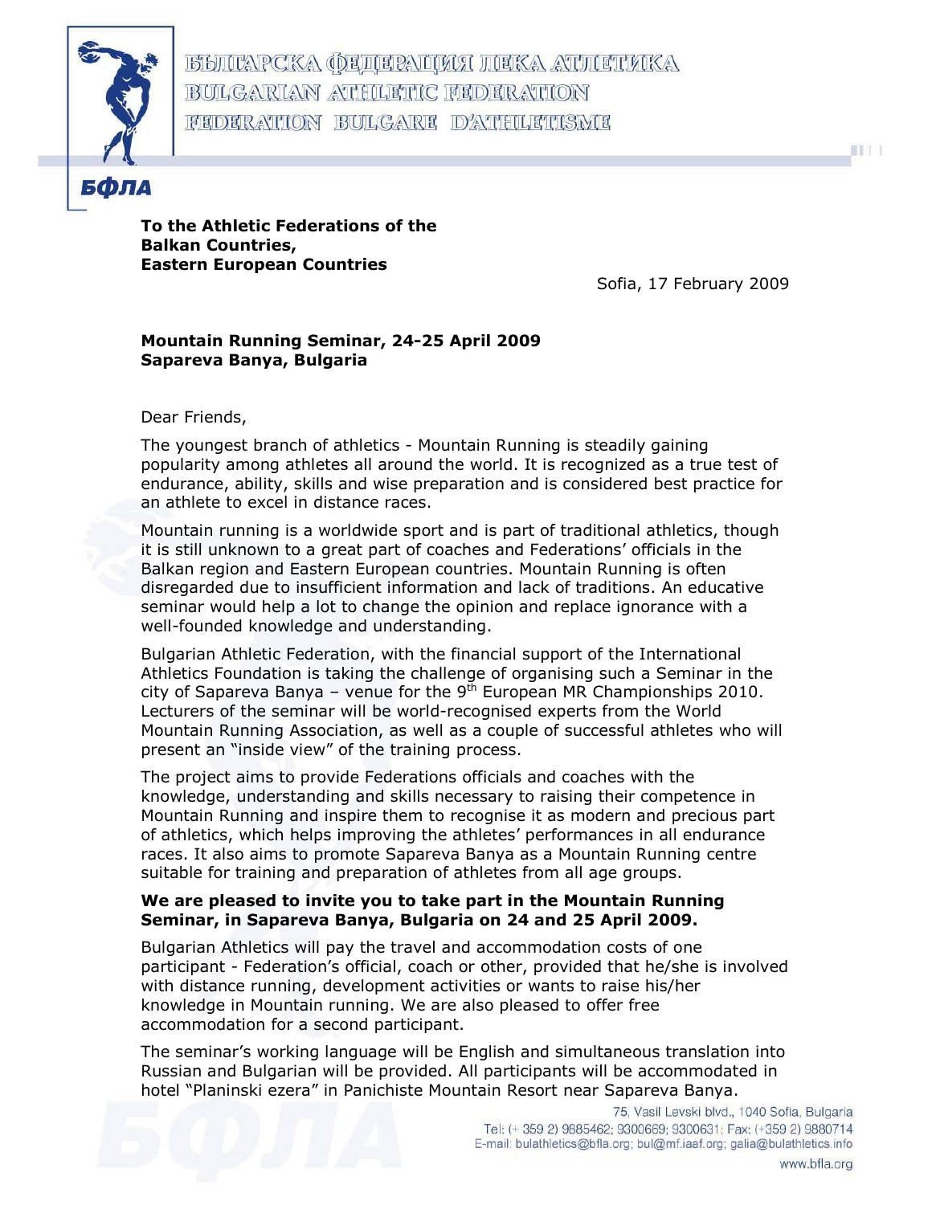БЪЛГАРСКА ФЕДЕРАЦИЯ ЛЕКА АТЛЕТИКА
BULGARIAN ATHLETIC FEDERATION
FEDERATION BULGARE D'ATHLETISME

БФЛА

**To the Athletic Federations of the Balkan Countries, Eastern European Countries**

Sofia, 17 February 2009

**Mountain Running Seminar, 24-25 April 2009**
**Sapareva Banya, Bulgaria**

Dear Friends,

The youngest branch of athletics - Mountain Running is steadily gaining popularity among athletes all around the world. It is recognized as a true test of endurance, ability, skills and wise preparation and is considered best practice for an athlete to excel in distance races.

Mountain running is a worldwide sport and is part of traditional athletics, though it is still unknown to a great part of coaches and Federations' officials in the Balkan region and Eastern European countries. Mountain Running is often disregarded due to insufficient information and lack of traditions. An educative seminar would help a lot to change the opinion and replace ignorance with a well-founded knowledge and understanding.

Bulgarian Athletic Federation, with the financial support of the International Athletics Foundation is taking the challenge of organising such a Seminar in the city of Sapareva Banya – venue for the 9th European MR Championships 2010. Lecturers of the seminar will be world-recognised experts from the World Mountain Running Association, as well as a couple of successful athletes who will present an "inside view" of the training process.

The project aims to provide Federations officials and coaches with the knowledge, understanding and skills necessary to raising their competence in Mountain Running and inspire them to recognise it as modern and precious part of athletics, which helps improving the athletes' performances in all endurance races. It also aims to promote Sapareva Banya as a Mountain Running centre suitable for training and preparation of athletes from all age groups.

**We are pleased to invite you to take part in the Mountain Running Seminar, in Sapareva Banya, Bulgaria on 24 and 25 April 2009.**

Bulgarian Athletics will pay the travel and accommodation costs of one participant - Federation's official, coach or other, provided that he/she is involved with distance running, development activities or wants to raise his/her knowledge in Mountain running. We are also pleased to offer free accommodation for a second participant.

The seminar's working language will be English and simultaneous translation into Russian and Bulgarian will be provided. All participants will be accommodated in hotel "Planinski ezera" in Panichiste Mountain Resort near Sapareva Banya.

75, Vasil Levski blvd., 1040 Sofia, Bulgaria
Tel: (+ 359 2) 9885462; 9300669; 9300631; Fax: (+359 2) 9880714
E-mail: bulathletics@bfla.org; bul@mf.iaaf.org; galia@bulathletics.info
www.bfla.org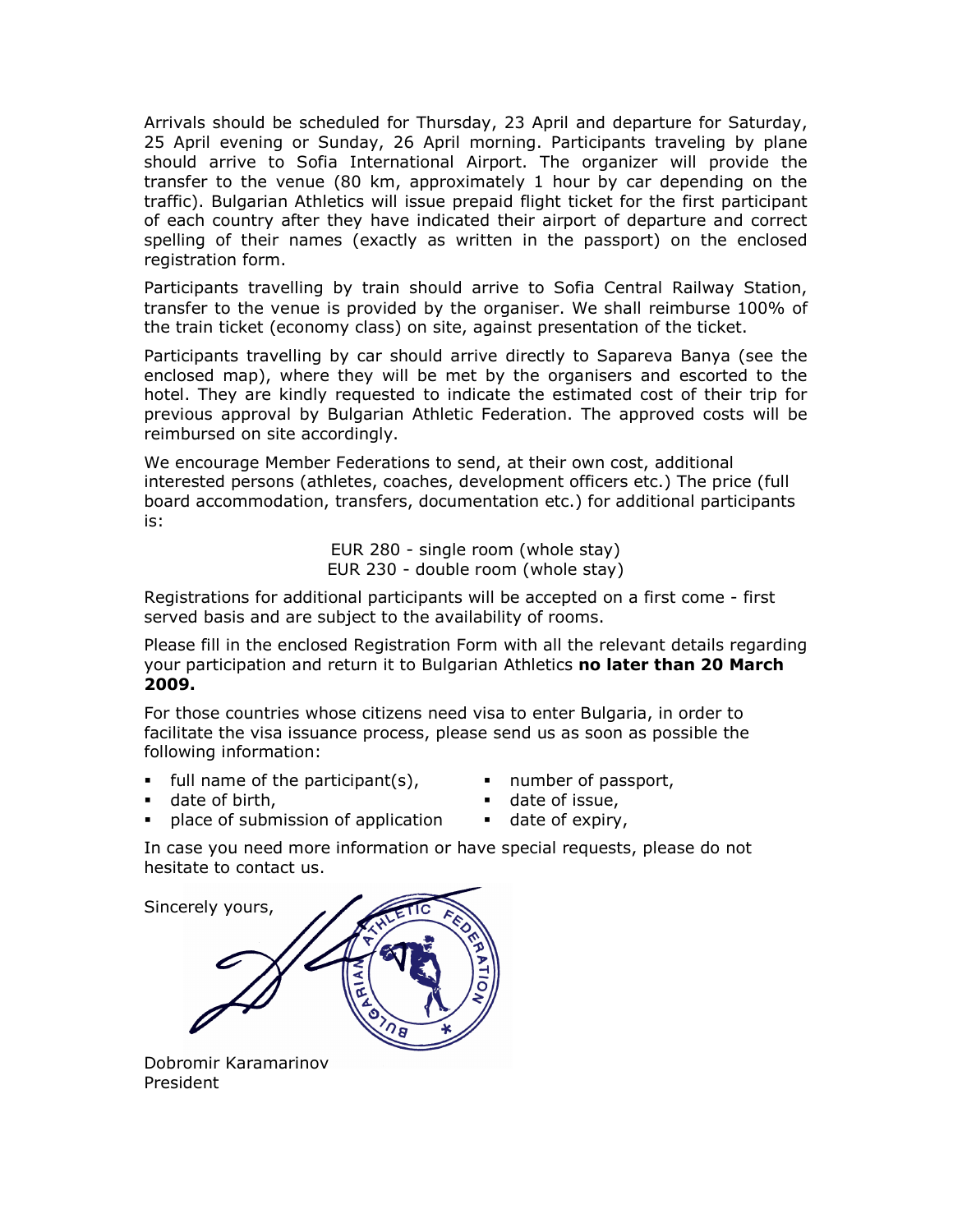Arrivals should be scheduled for Thursday, 23 April and departure for Saturday, 25 April evening or Sunday, 26 April morning. Participants traveling by plane should arrive to Sofia International Airport. The organizer will provide the transfer to the venue (80 km, approximately 1 hour by car depending on the traffic). Bulgarian Athletics will issue prepaid flight ticket for the first participant of each country after they have indicated their airport of departure and correct spelling of their names (exactly as written in the passport) on the enclosed registration form.

Participants travelling by train should arrive to Sofia Central Railway Station, transfer to the venue is provided by the organiser. We shall reimburse 100% of the train ticket (economy class) on site, against presentation of the ticket.

Participants travelling by car should arrive directly to Sapareva Banya (see the enclosed map), where they will be met by the organisers and escorted to the hotel. They are kindly requested to indicate the estimated cost of their trip for previous approval by Bulgarian Athletic Federation. The approved costs will be reimbursed on site accordingly.

We encourage Member Federations to send, at their own cost, additional interested persons (athletes, coaches, development officers etc.) The price (full board accommodation, transfers, documentation etc.) for additional participants is:

EUR 280 - single room (whole stay)
EUR 230 - double room (whole stay)

Registrations for additional participants will be accepted on a first come - first served basis and are subject to the availability of rooms.

Please fill in the enclosed Registration Form with all the relevant details regarding your participation and return it to Bulgarian Athletics **no later than 20 March 2009.**

For those countries whose citizens need visa to enter Bulgaria, in order to facilitate the visa issuance process, please send us as soon as possible the following information:

- full name of the participant(s),
- date of birth,
- place of submission of application
- number of passport,
- date of issue,
- date of expiry,

In case you need more information or have special requests, please do not hesitate to contact us.

Sincerely yours,

BULGARIAN ATHLETIC FEDERATION

Dobromir Karamarinov
President